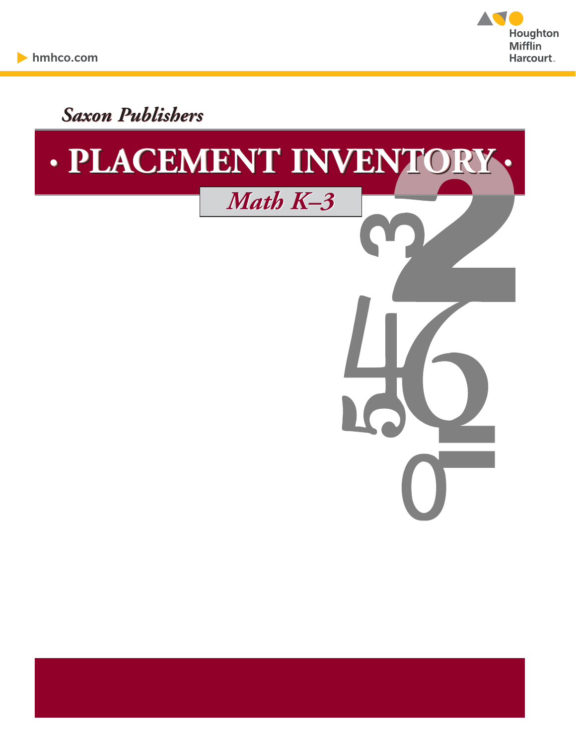hmhco.com

Houghton Mifflin Harcourt

*Saxon Publishers*

# • PLACEMENT INVENTORY •

## *Math K–3*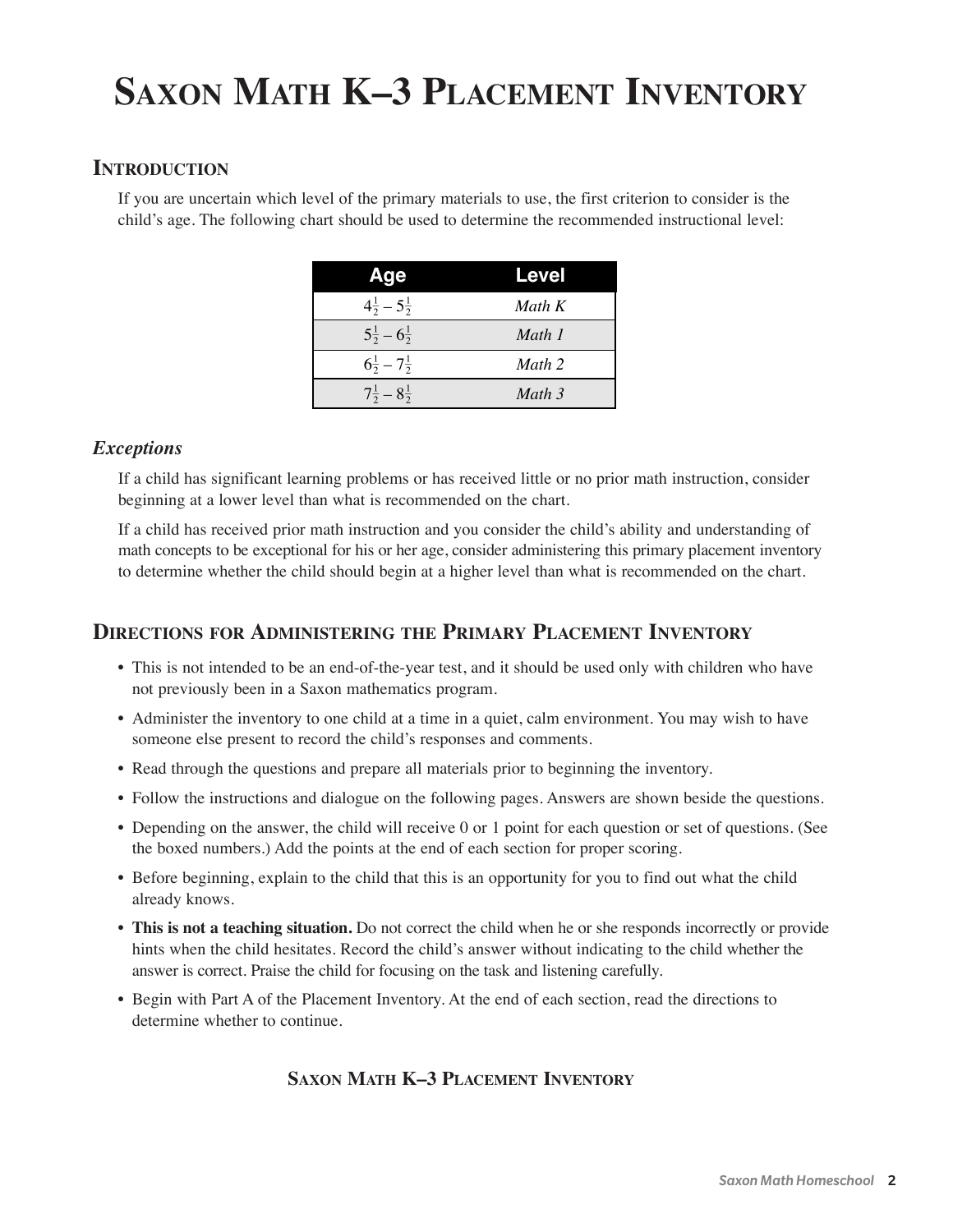# Saxon Math K–3 Placement Inventory

## Introduction

If you are uncertain which level of the primary materials to use, the first criterion to consider is the child's age. The following chart should be used to determine the recommended instructional level:

| Age | Level |
|---|---|
| $4\frac{1}{2} - 5\frac{1}{2}$ | *Math K* |
| $5\frac{1}{2} - 6\frac{1}{2}$ | *Math 1* |
| $6\frac{1}{2} - 7\frac{1}{2}$ | *Math 2* |
| $7\frac{1}{2} - 8\frac{1}{2}$ | *Math 3* |

### *Exceptions*

If a child has significant learning problems or has received little or no prior math instruction, consider beginning at a lower level than what is recommended on the chart.

If a child has received prior math instruction and you consider the child's ability and understanding of math concepts to be exceptional for his or her age, consider administering this primary placement inventory to determine whether the child should begin at a higher level than what is recommended on the chart.

## Directions for Administering the Primary Placement Inventory

- This is not intended to be an end-of-the-year test, and it should be used only with children who have not previously been in a Saxon mathematics program.
- Administer the inventory to one child at a time in a quiet, calm environment. You may wish to have someone else present to record the child's responses and comments.
- Read through the questions and prepare all materials prior to beginning the inventory.
- Follow the instructions and dialogue on the following pages. Answers are shown beside the questions.
- Depending on the answer, the child will receive 0 or 1 point for each question or set of questions. (See the boxed numbers.) Add the points at the end of each section for proper scoring.
- Before beginning, explain to the child that this is an opportunity for you to find out what the child already knows.
- **This is not a teaching situation.** Do not correct the child when he or she responds incorrectly or provide hints when the child hesitates. Record the child's answer without indicating to the child whether the answer is correct. Praise the child for focusing on the task and listening carefully.
- Begin with Part A of the Placement Inventory. At the end of each section, read the directions to determine whether to continue.

### Saxon Math K–3 Placement Inventory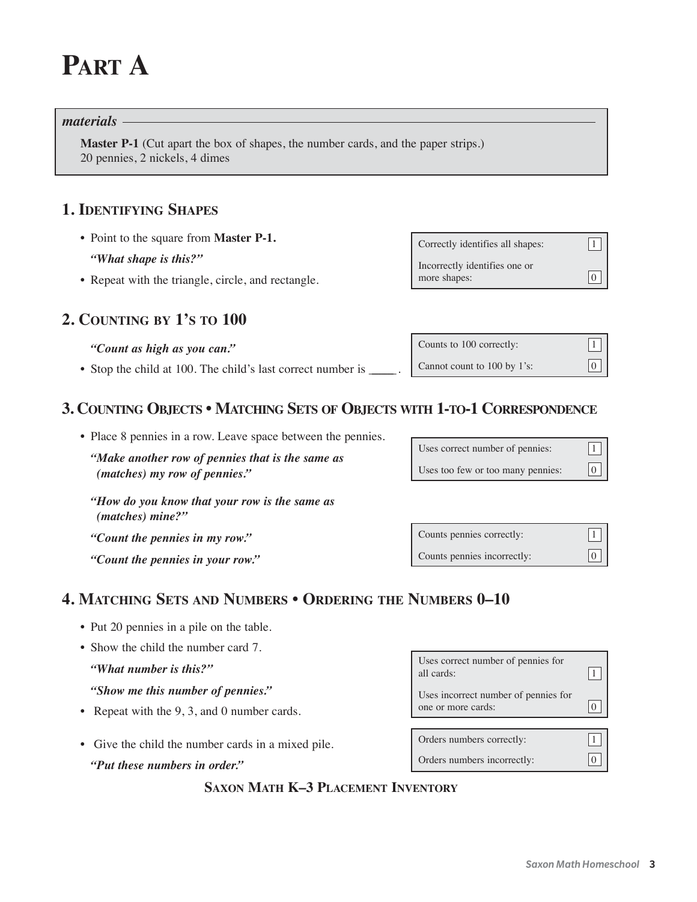# Part A

*materials*

**Master P-1** (Cut apart the box of shapes, the number cards, and the paper strips.)
20 pennies, 2 nickels, 4 dimes

## 1. Identifying Shapes

- Point to the square from **Master P-1.**

  ***"What shape is this?"***

- Repeat with the triangle, circle, and rectangle.

| | |
|---|---|
| Correctly identifies all shapes: | 1 |
| Incorrectly identifies one or more shapes: | 0 |

## 2. Counting by 1's to 100

***"Count as high as you can."***

- Stop the child at 100. The child's last correct number is ____.

| | |
|---|---|
| Counts to 100 correctly: | 1 |
| Cannot count to 100 by 1's: | 0 |

## 3. Counting Objects • Matching Sets of Objects with 1-to-1 Correspondence

- Place 8 pennies in a row. Leave space between the pennies.

  ***"Make another row of pennies that is the same as (matches) my row of pennies."***

| | |
|---|---|
| Uses correct number of pennies: | 1 |
| Uses too few or too many pennies: | 0 |

***"How do you know that your row is the same as (matches) mine?"***

***"Count the pennies in my row."***

***"Count the pennies in your row."***

| | |
|---|---|
| Counts pennies correctly: | 1 |
| Counts pennies incorrectly: | 0 |

## 4. Matching Sets and Numbers • Ordering the Numbers 0–10

- Put 20 pennies in a pile on the table.
- Show the child the number card 7.

  ***"What number is this?"***

  ***"Show me this number of pennies."***

- Repeat with the 9, 3, and 0 number cards.

| | |
|---|---|
| Uses correct number of pennies for all cards: | 1 |
| Uses incorrect number of pennies for one or more cards: | 0 |

- Give the child the number cards in a mixed pile.

  ***"Put these numbers in order."***

| | |
|---|---|
| Orders numbers correctly: | 1 |
| Orders numbers incorrectly: | 0 |

**Saxon Math K–3 Placement Inventory**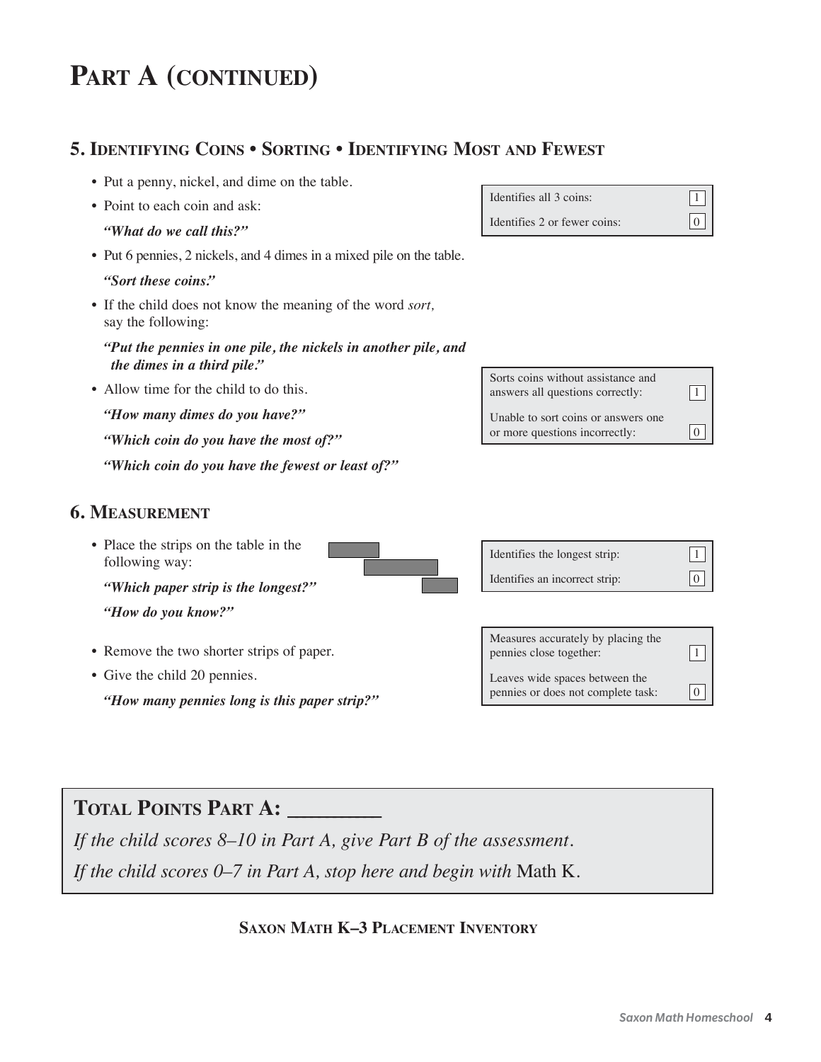# Part A (continued)

## 5. Identifying Coins • Sorting • Identifying Most and Fewest

- Put a penny, nickel, and dime on the table.
- Point to each coin and ask:

  ***"What do we call this?"***

| | |
|---|---|
| Identifies all 3 coins: | 1 |
| Identifies 2 or fewer coins: | 0 |

- Put 6 pennies, 2 nickels, and 4 dimes in a mixed pile on the table.

  ***"Sort these coins."***

- If the child does not know the meaning of the word *sort,* say the following:

  ***"Put the pennies in one pile, the nickels in another pile, and the dimes in a third pile."***

- Allow time for the child to do this.

  ***"How many dimes do you have?"***

  ***"Which coin do you have the most of?"***

  ***"Which coin do you have the fewest or least of?"***

| | |
|---|---|
| Sorts coins without assistance and answers all questions correctly: | 1 |
| Unable to sort coins or answers one or more questions incorrectly: | 0 |

## 6. Measurement

- Place the strips on the table in the following way:

  ***"Which paper strip is the longest?"***

  ***"How do you know?"***

| | |
|---|---|
| Identifies the longest strip: | 1 |
| Identifies an incorrect strip: | 0 |

- Remove the two shorter strips of paper.
- Give the child 20 pennies.

  ***"How many pennies long is this paper strip?"***

| | |
|---|---|
| Measures accurately by placing the pennies close together: | 1 |
| Leaves wide spaces between the pennies or does not complete task: | 0 |

**Total Points Part A: ________**

*If the child scores 8–10 in Part A, give Part B of the assessment.*

*If the child scores 0–7 in Part A, stop here and begin with* Math K.

**Saxon Math K–3 Placement Inventory**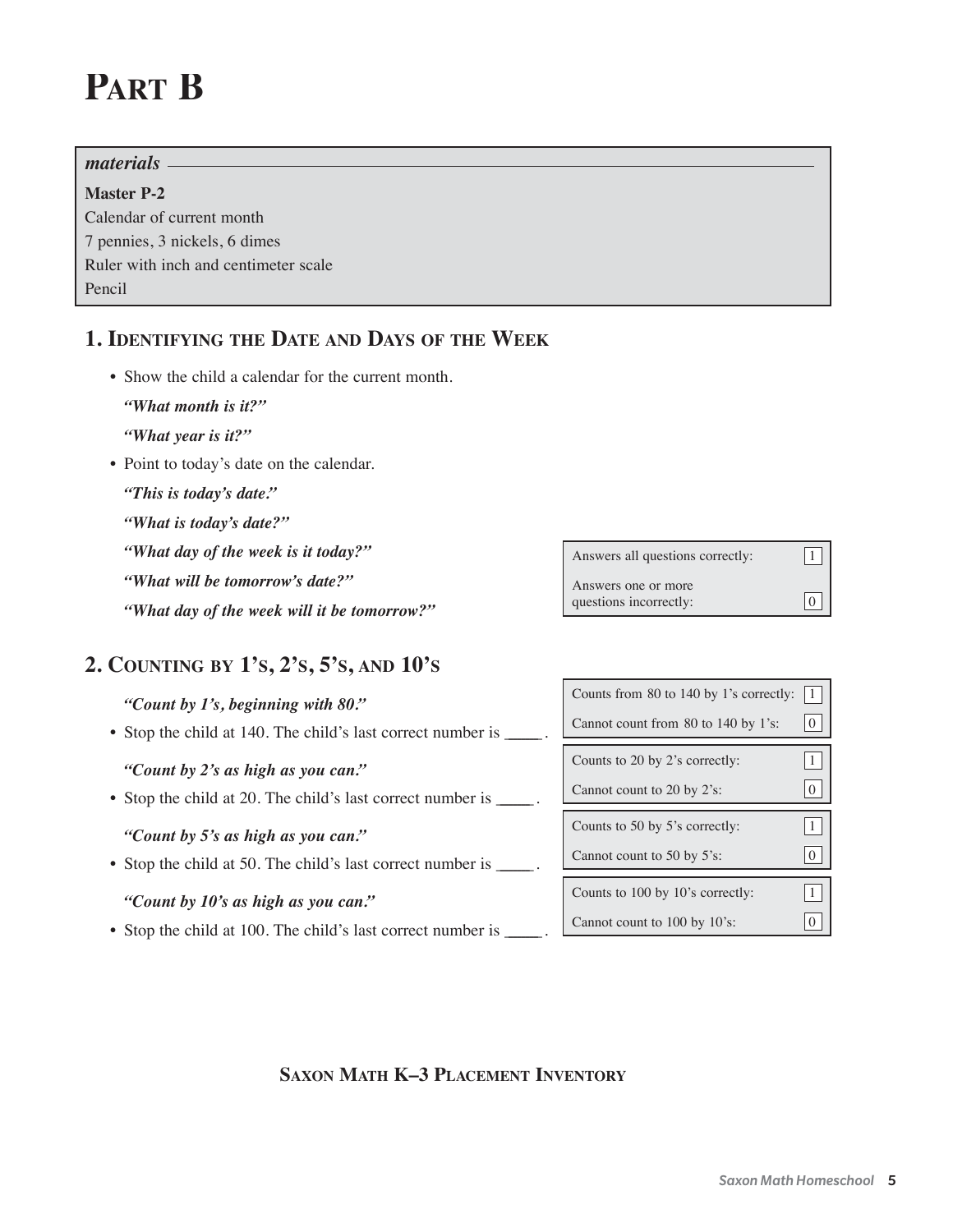# Part B

*materials*

**Master P-2**
Calendar of current month
7 pennies, 3 nickels, 6 dimes
Ruler with inch and centimeter scale
Pencil

## 1. Identifying the Date and Days of the Week

- Show the child a calendar for the current month.

  ***"What month is it?"***

  ***"What year is it?"***

- Point to today's date on the calendar.

  ***"This is today's date."***

  ***"What is today's date?"***

  ***"What day of the week is it today?"***

  ***"What will be tomorrow's date?"***

  ***"What day of the week will it be tomorrow?"***

| | |
|---|---|
| Answers all questions correctly: | 1 |
| Answers one or more questions incorrectly: | 0 |

## 2. Counting by 1's, 2's, 5's, and 10's

***"Count by 1's, beginning with 80."***

- Stop the child at 140. The child's last correct number is ____.

| | |
|---|---|
| Counts from 80 to 140 by 1's correctly: | 1 |
| Cannot count from 80 to 140 by 1's: | 0 |

***"Count by 2's as high as you can."***

- Stop the child at 20. The child's last correct number is ____.

| | |
|---|---|
| Counts to 20 by 2's correctly: | 1 |
| Cannot count to 20 by 2's: | 0 |

***"Count by 5's as high as you can."***

- Stop the child at 50. The child's last correct number is ____.

| | |
|---|---|
| Counts to 50 by 5's correctly: | 1 |
| Cannot count to 50 by 5's: | 0 |

***"Count by 10's as high as you can."***

- Stop the child at 100. The child's last correct number is ____.

| | |
|---|---|
| Counts to 100 by 10's correctly: | 1 |
| Cannot count to 100 by 10's: | 0 |

**Saxon Math K–3 Placement Inventory**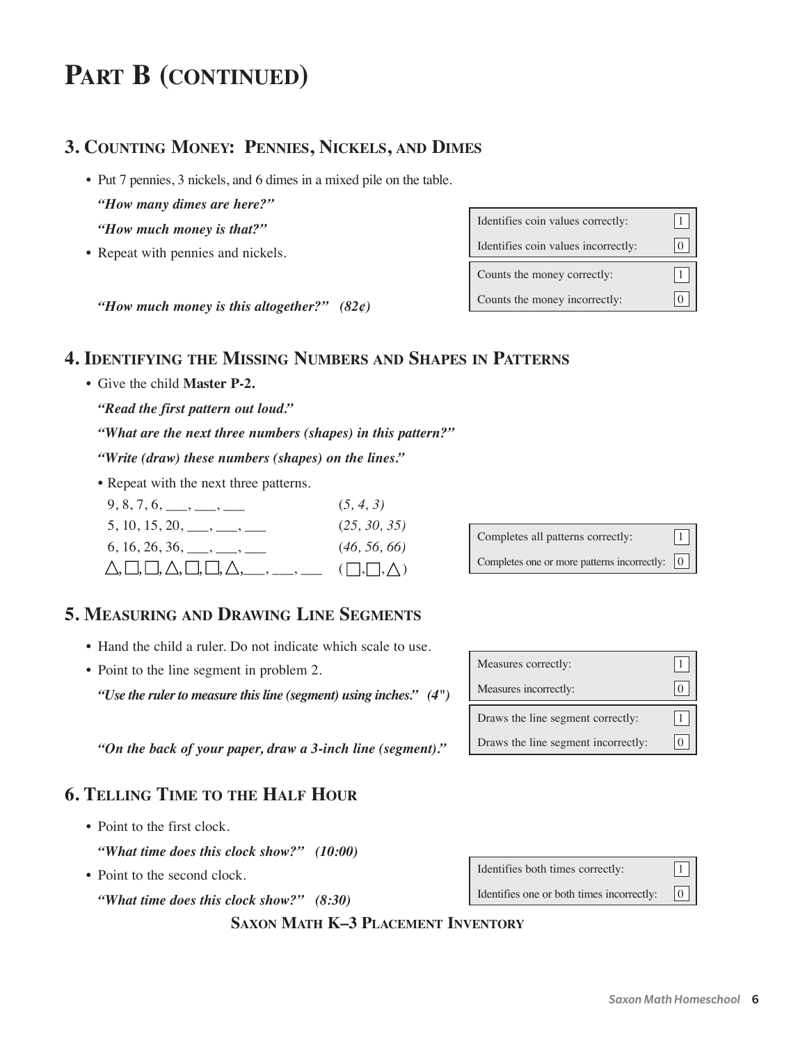# Part B (continued)

## 3. Counting Money: Pennies, Nickels, and Dimes

- Put 7 pennies, 3 nickels, and 6 dimes in a mixed pile on the table.

  ***"How many dimes are here?"***

  ***"How much money is that?"***

- Repeat with pennies and nickels.

  ***"How much money is this altogether?" (82¢)***

| | |
|---|---|
| Identifies coin values correctly: | 1 |
| Identifies coin values incorrectly: | 0 |
| Counts the money correctly: | 1 |
| Counts the money incorrectly: | 0 |

## 4. Identifying the Missing Numbers and Shapes in Patterns

- Give the child **Master P-2.**

  ***"Read the first pattern out loud."***

  ***"What are the next three numbers (shapes) in this pattern?"***

  ***"Write (draw) these numbers (shapes) on the lines."***

  - Repeat with the next three patterns.

    9, 8, 7, 6, ___, ___, ___ *(5, 4, 3)*

    5, 10, 15, 20, ___, ___, ___ *(25, 30, 35)*

    6, 16, 26, 36, ___, ___, ___ *(46, 56, 66)*

    △, □, □, △, □, □, △, ___, ___, ___ (□, □, △)

| | |
|---|---|
| Completes all patterns correctly: | 1 |
| Completes one or more patterns incorrectly: | 0 |

## 5. Measuring and Drawing Line Segments

- Hand the child a ruler. Do not indicate which scale to use.
- Point to the line segment in problem 2.

  ***"Use the ruler to measure this line (segment) using inches." (4")***

  ***"On the back of your paper, draw a 3-inch line (segment)."***

| | |
|---|---|
| Measures correctly: | 1 |
| Measures incorrectly: | 0 |
| Draws the line segment correctly: | 1 |
| Draws the line segment incorrectly: | 0 |

## 6. Telling Time to the Half Hour

- Point to the first clock.

  ***"What time does this clock show?" (10:00)***

- Point to the second clock.

  ***"What time does this clock show?" (8:30)***

| | |
|---|---|
| Identifies both times correctly: | 1 |
| Identifies one or both times incorrectly: | 0 |

**Saxon Math K–3 Placement Inventory**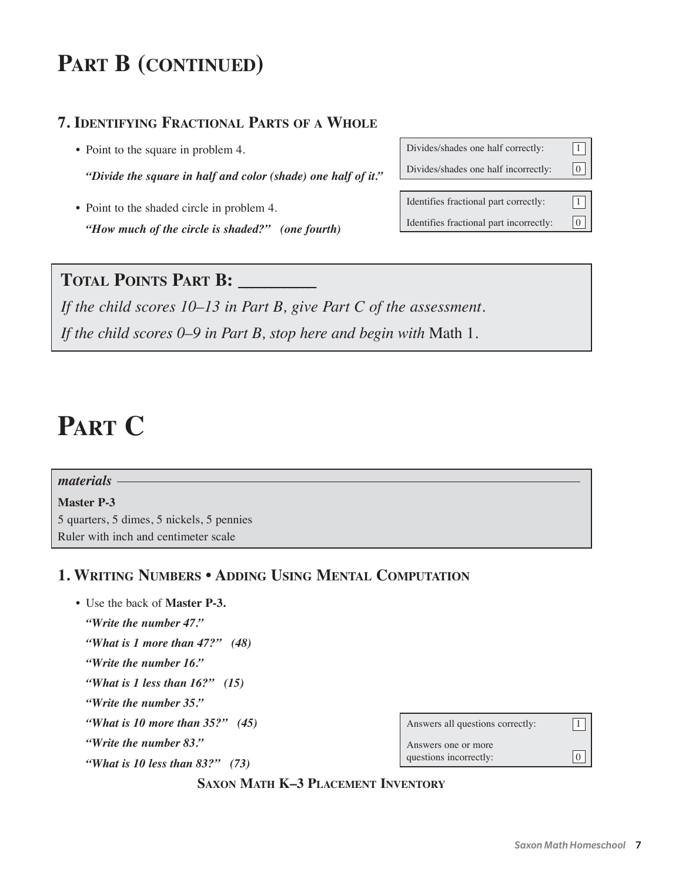# Part B (continued)

## 7. Identifying Fractional Parts of a Whole

- Point to the square in problem 4.

  ***"Divide the square in half and color (shade) one half of it."***

| | |
|---|---|
| Divides/shades one half correctly: | 1 |
| Divides/shades one half incorrectly: | 0 |

- Point to the shaded circle in problem 4.

  ***"How much of the circle is shaded?"   (one fourth)***

| | |
|---|---|
| Identifies fractional part correctly: | 1 |
| Identifies fractional part incorrectly: | 0 |

**Total Points Part B: ________**

*If the child scores 10–13 in Part B, give Part C of the assessment.*

*If the child scores 0–9 in Part B, stop here and begin with* Math 1.

# Part C

*materials*

**Master P-3**

5 quarters, 5 dimes, 5 nickels, 5 pennies

Ruler with inch and centimeter scale

## 1. Writing Numbers • Adding Using Mental Computation

- Use the back of **Master P-3.**

  ***"Write the number 47."***

  ***"What is 1 more than 47?"   (48)***

  ***"Write the number 16."***

  ***"What is 1 less than 16?"   (15)***

  ***"Write the number 35."***

  ***"What is 10 more than 35?"   (45)***

  ***"Write the number 83."***

  ***"What is 10 less than 83?"   (73)***

| | |
|---|---|
| Answers all questions correctly: | 1 |
| Answers one or more questions incorrectly: | 0 |

**Saxon Math K–3 Placement Inventory**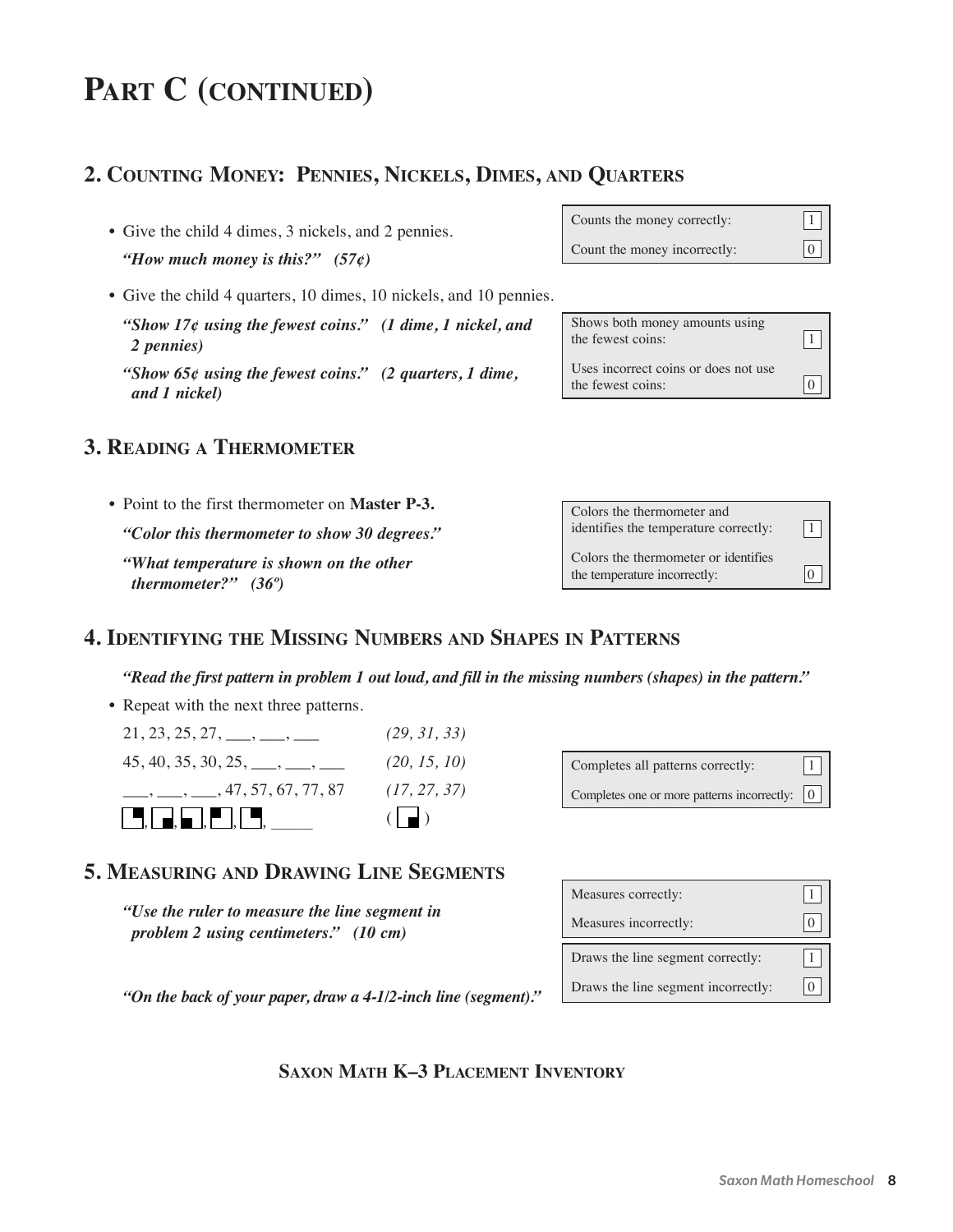# Part C (continued)

## 2. Counting Money: Pennies, Nickels, Dimes, and Quarters

- Give the child 4 dimes, 3 nickels, and 2 pennies.

  ***"How much money is this?"   (57¢)***

| | |
|---|---|
| Counts the money correctly: | 1 |
| Count the money incorrectly: | 0 |

- Give the child 4 quarters, 10 dimes, 10 nickels, and 10 pennies.

  ***"Show 17¢ using the fewest coins."   (1 dime, 1 nickel, and 2 pennies)***

  ***"Show 65¢ using the fewest coins."   (2 quarters, 1 dime, and 1 nickel)***

| | |
|---|---|
| Shows both money amounts using the fewest coins: | 1 |
| Uses incorrect coins or does not use the fewest coins: | 0 |

## 3. Reading a Thermometer

- Point to the first thermometer on **Master P-3.**

  ***"Color this thermometer to show 30 degrees."***

  ***"What temperature is shown on the other thermometer?"   (36º)***

| | |
|---|---|
| Colors the thermometer and identifies the temperature correctly: | 1 |
| Colors the thermometer or identifies the temperature incorrectly: | 0 |

## 4. Identifying the Missing Numbers and Shapes in Patterns

***"Read the first pattern in problem 1 out loud, and fill in the missing numbers (shapes) in the pattern."***

- Repeat with the next three patterns.

  21, 23, 25, 27, ___, ___, ___   *(29, 31, 33)*

  45, 40, 35, 30, 25, ___, ___, ___   *(20, 15, 10)*

  ___, ___, ___, 47, 57, 67, 77, 87   *(17, 27, 37)*

  ◳, ◲, ▄, ◰, ◳, _____   ( ◲ )

| | |
|---|---|
| Completes all patterns correctly: | 1 |
| Completes one or more patterns incorrectly: | 0 |

## 5. Measuring and Drawing Line Segments

***"Use the ruler to measure the line segment in problem 2 using centimeters."   (10 cm)***

| | |
|---|---|
| Measures correctly: | 1 |
| Measures incorrectly: | 0 |

***"On the back of your paper, draw a 4-1/2-inch line (segment)."***

| | |
|---|---|
| Draws the line segment correctly: | 1 |
| Draws the line segment incorrectly: | 0 |

**Saxon Math K–3 Placement Inventory**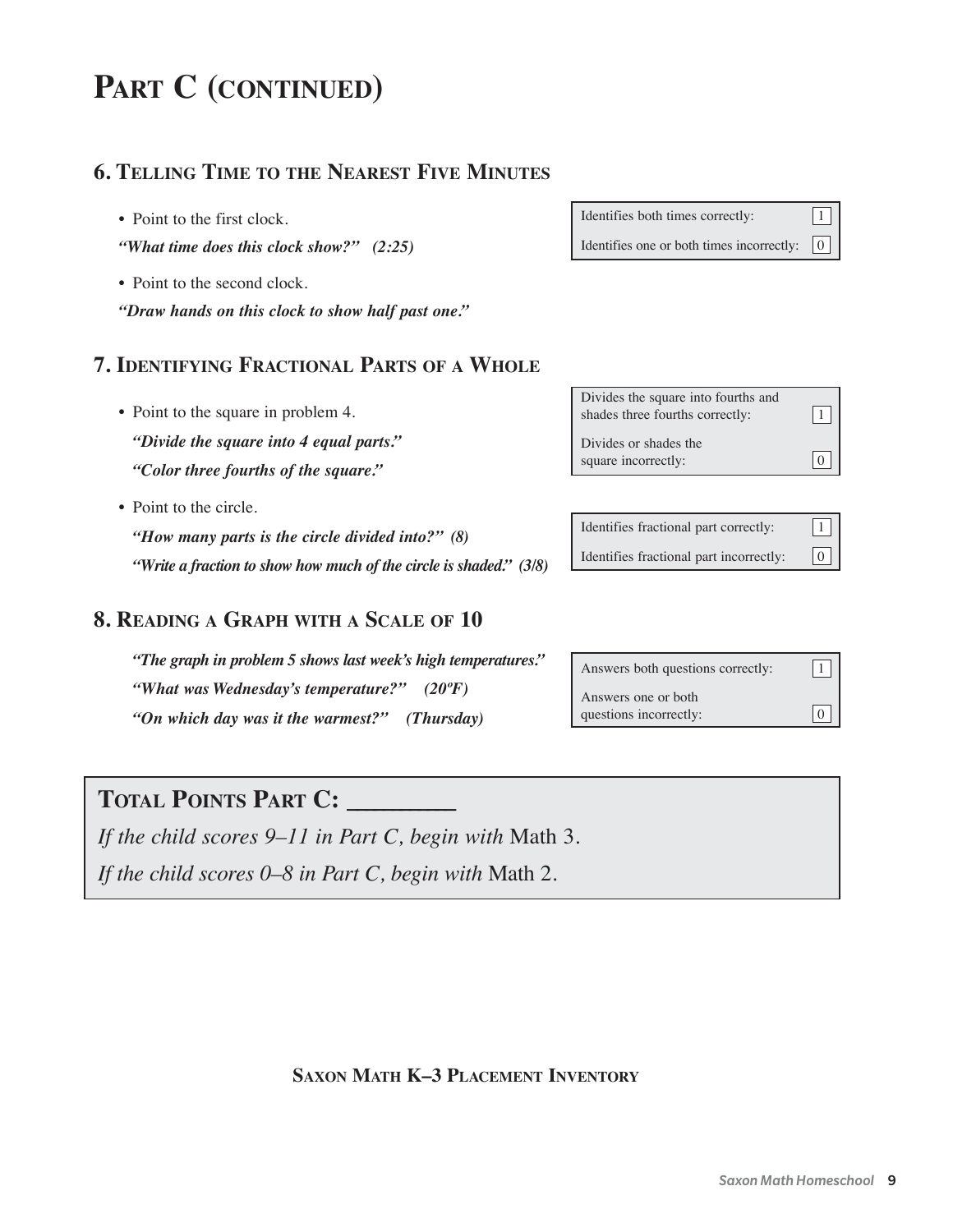# Part C (continued)

## 6. Telling Time to the Nearest Five Minutes

- Point to the first clock.

***"What time does this clock show?" (2:25)***

- Point to the second clock.

***"Draw hands on this clock to show half past one."***

| | |
|---|---|
| Identifies both times correctly: | 1 |
| Identifies one or both times incorrectly: | 0 |

## 7. Identifying Fractional Parts of a Whole

- Point to the square in problem 4.

  ***"Divide the square into 4 equal parts."***

  ***"Color three fourths of the square."***

| | |
|---|---|
| Divides the square into fourths and shades three fourths correctly: | 1 |
| Divides or shades the square incorrectly: | 0 |

- Point to the circle.

  ***"How many parts is the circle divided into?" (8)***

  ***"Write a fraction to show how much of the circle is shaded." (3/8)***

| | |
|---|---|
| Identifies fractional part correctly: | 1 |
| Identifies fractional part incorrectly: | 0 |

## 8. Reading a Graph with a Scale of 10

***"The graph in problem 5 shows last week's high temperatures."***

***"What was Wednesday's temperature?" (20ºF)***

***"On which day was it the warmest?" (Thursday)***

| | |
|---|---|
| Answers both questions correctly: | 1 |
| Answers one or both questions incorrectly: | 0 |

**Total Points Part C: ________**

*If the child scores 9–11 in Part C, begin with* Math 3.

*If the child scores 0–8 in Part C, begin with* Math 2.

**Saxon Math K–3 Placement Inventory**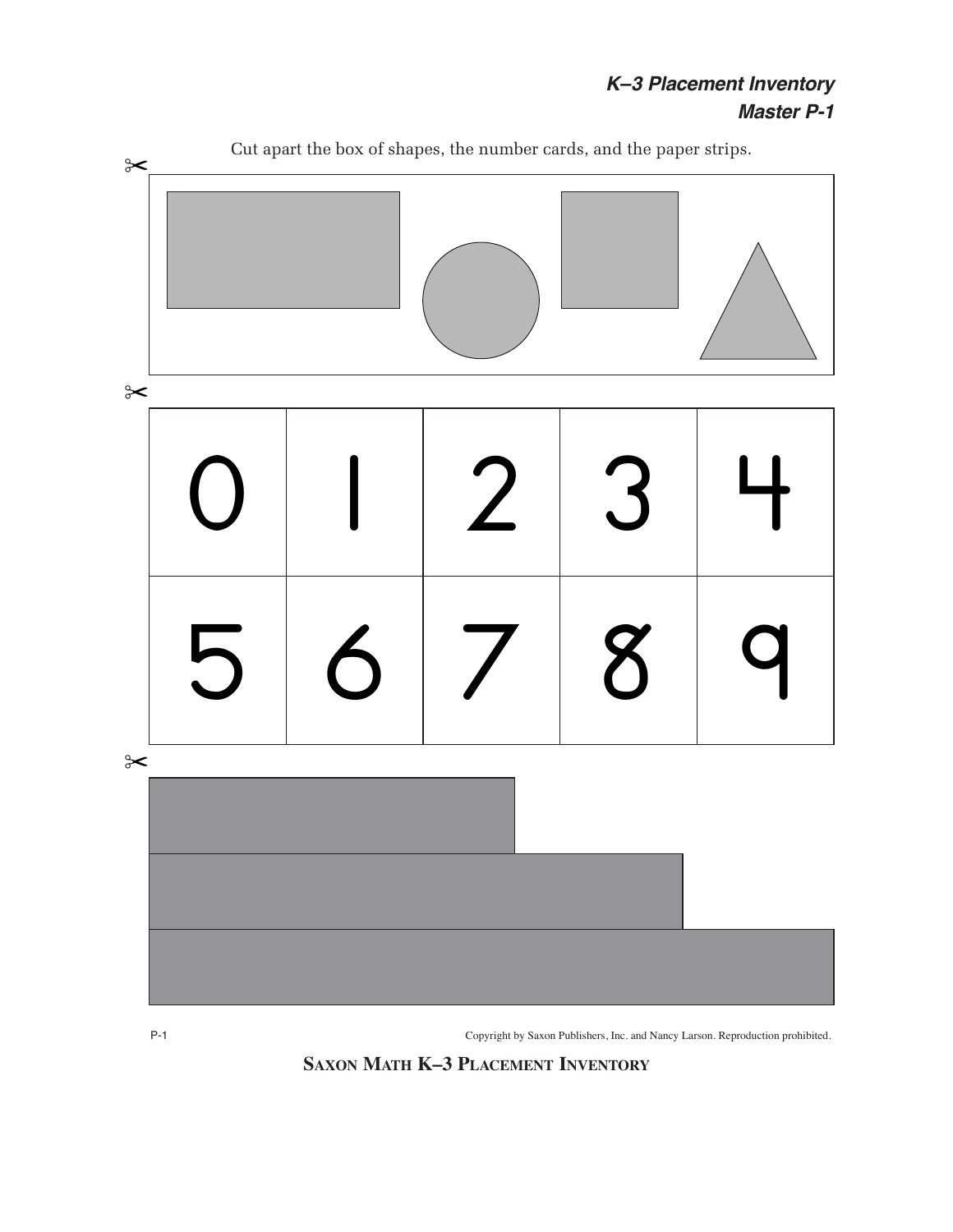## *K–3 Placement Inventory*
## *Master P-1*

Cut apart the box of shapes, the number cards, and the paper strips.

| 0 | 1 | 2 | 3 | 4 |
|---|---|---|---|---|
| 5 | 6 | 7 | 8 | 9 |

Copyright by Saxon Publishers, Inc. and Nancy Larson. Reproduction prohibited.

**SAXON MATH K–3 PLACEMENT INVENTORY**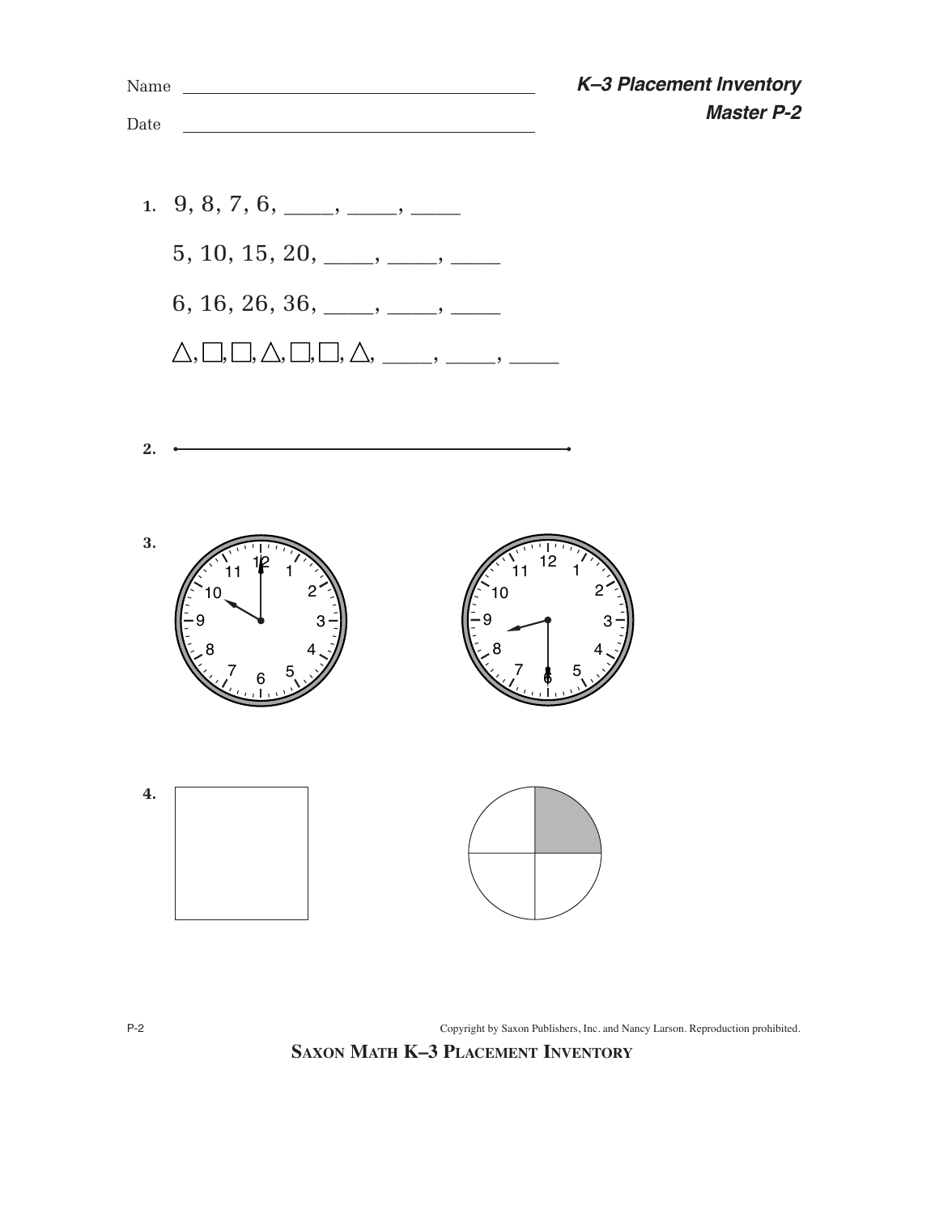Name ____________________

Date ____________________

***K–3 Placement Inventory***
***Master P-2***

1. 9, 8, 7, 6, ____, ____, ____

   5, 10, 15, 20, ____, ____, ____

   6, 16, 26, 36, ____, ____, ____

   △, □, □, △, □, □, △, ____, ____, ____

2.

3.

4.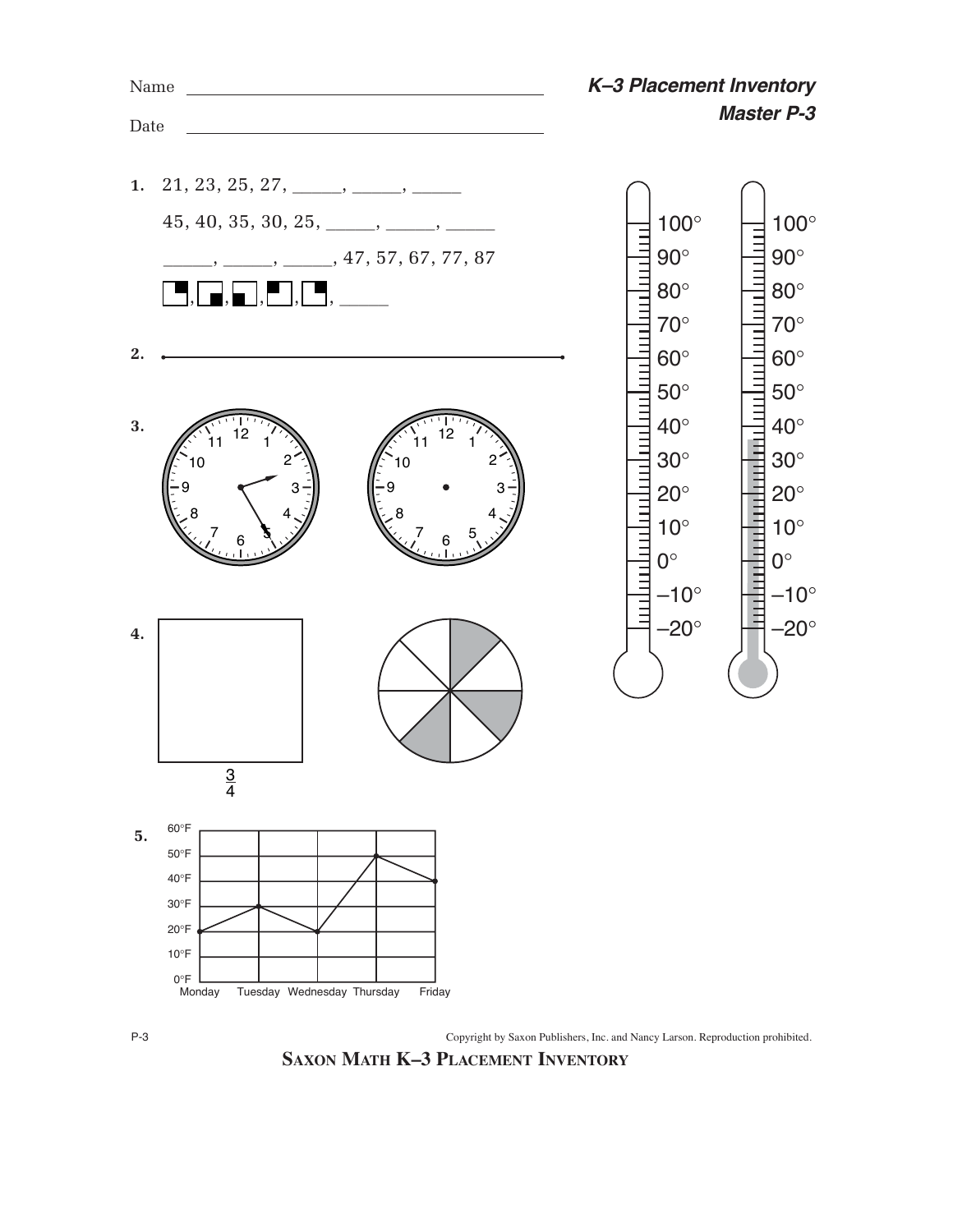Name ______________________________

Date ______________________________

***K–3 Placement Inventory***
***Master P-3***

**1.** 21, 23, 25, 27, _____, _____, _____

45, 40, 35, 30, 25, _____, _____, _____

_____, _____, _____, 47, 57, 67, 77, 87

_____

**2.**

**3.**

**4.**

$\frac{3}{4}$

**5.**

100°
90°
80°
70°
60°
50°
40°
30°
20°
10°
0°
–10°
–20°

60°F
50°F
40°F
30°F
20°F
10°F
0°F

Monday Tuesday Wednesday Thursday Friday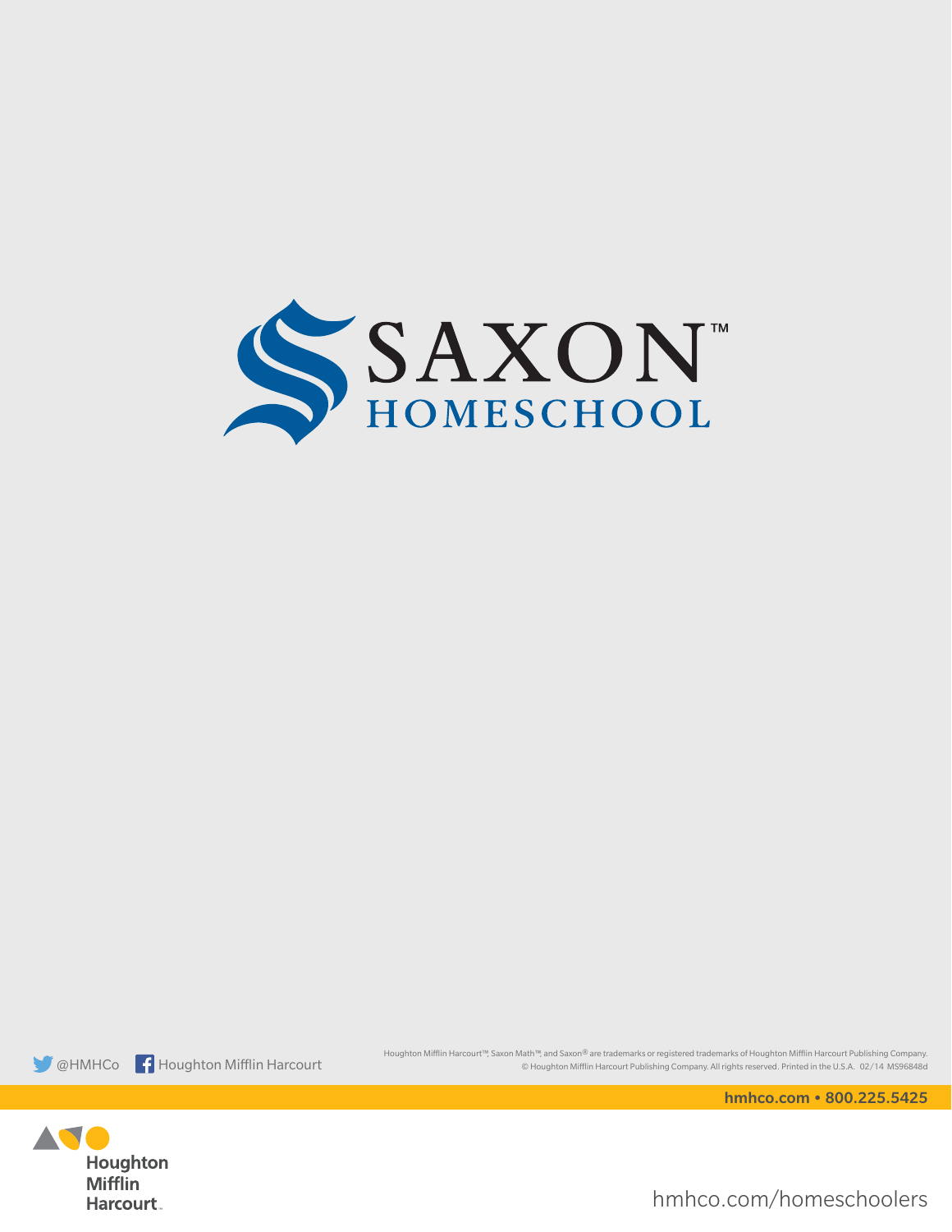SAXON™
HOMESCHOOL

@HMHCo Houghton Mifflin Harcourt

Houghton Mifflin Harcourt™, Saxon Math™, and Saxon® are trademarks or registered trademarks of Houghton Mifflin Harcourt Publishing Company.
© Houghton Mifflin Harcourt Publishing Company. All rights reserved. Printed in the U.S.A. 02/14 MS96848d

**hmhco.com • 800.225.5425**

Houghton
Mifflin
Harcourt

hmhco.com/homeschoolers